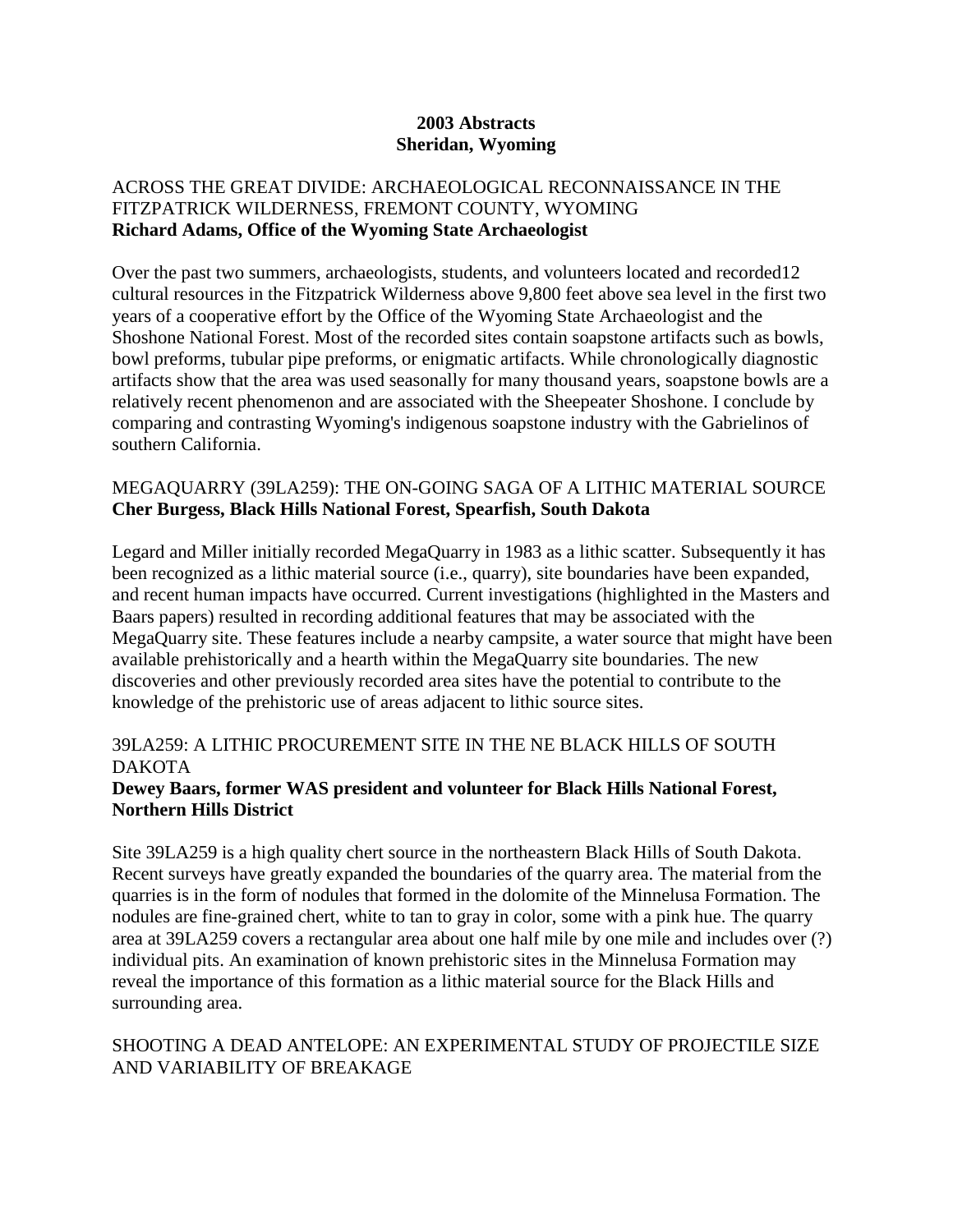# 2003 Abstracts
# Sheridan, Wyoming

ACROSS THE GREAT DIVIDE: ARCHAEOLOGICAL RECONNAISSANCE IN THE FITZPATRICK WILDERNESS, FREMONT COUNTY, WYOMING
**Richard Adams, Office of the Wyoming State Archaeologist**

Over the past two summers, archaeologists, students, and volunteers located and recorded12 cultural resources in the Fitzpatrick Wilderness above 9,800 feet above sea level in the first two years of a cooperative effort by the Office of the Wyoming State Archaeologist and the Shoshone National Forest. Most of the recorded sites contain soapstone artifacts such as bowls, bowl preforms, tubular pipe preforms, or enigmatic artifacts. While chronologically diagnostic artifacts show that the area was used seasonally for many thousand years, soapstone bowls are a relatively recent phenomenon and are associated with the Sheepeater Shoshone. I conclude by comparing and contrasting Wyoming's indigenous soapstone industry with the Gabrielinos of southern California.

MEGAQUARRY (39LA259): THE ON-GOING SAGA OF A LITHIC MATERIAL SOURCE
**Cher Burgess, Black Hills National Forest, Spearfish, South Dakota**

Legard and Miller initially recorded MegaQuarry in 1983 as a lithic scatter. Subsequently it has been recognized as a lithic material source (i.e., quarry), site boundaries have been expanded, and recent human impacts have occurred. Current investigations (highlighted in the Masters and Baars papers) resulted in recording additional features that may be associated with the MegaQuarry site. These features include a nearby campsite, a water source that might have been available prehistorically and a hearth within the MegaQuarry site boundaries. The new discoveries and other previously recorded area sites have the potential to contribute to the knowledge of the prehistoric use of areas adjacent to lithic source sites.

39LA259: A LITHIC PROCUREMENT SITE IN THE NE BLACK HILLS OF SOUTH DAKOTA
**Dewey Baars, former WAS president and volunteer for Black Hills National Forest, Northern Hills District**

Site 39LA259 is a high quality chert source in the northeastern Black Hills of South Dakota. Recent surveys have greatly expanded the boundaries of the quarry area. The material from the quarries is in the form of nodules that formed in the dolomite of the Minnelusa Formation. The nodules are fine-grained chert, white to tan to gray in color, some with a pink hue. The quarry area at 39LA259 covers a rectangular area about one half mile by one mile and includes over (?) individual pits. An examination of known prehistoric sites in the Minnelusa Formation may reveal the importance of this formation as a lithic material source for the Black Hills and surrounding area.

SHOOTING A DEAD ANTELOPE: AN EXPERIMENTAL STUDY OF PROJECTILE SIZE AND VARIABILITY OF BREAKAGE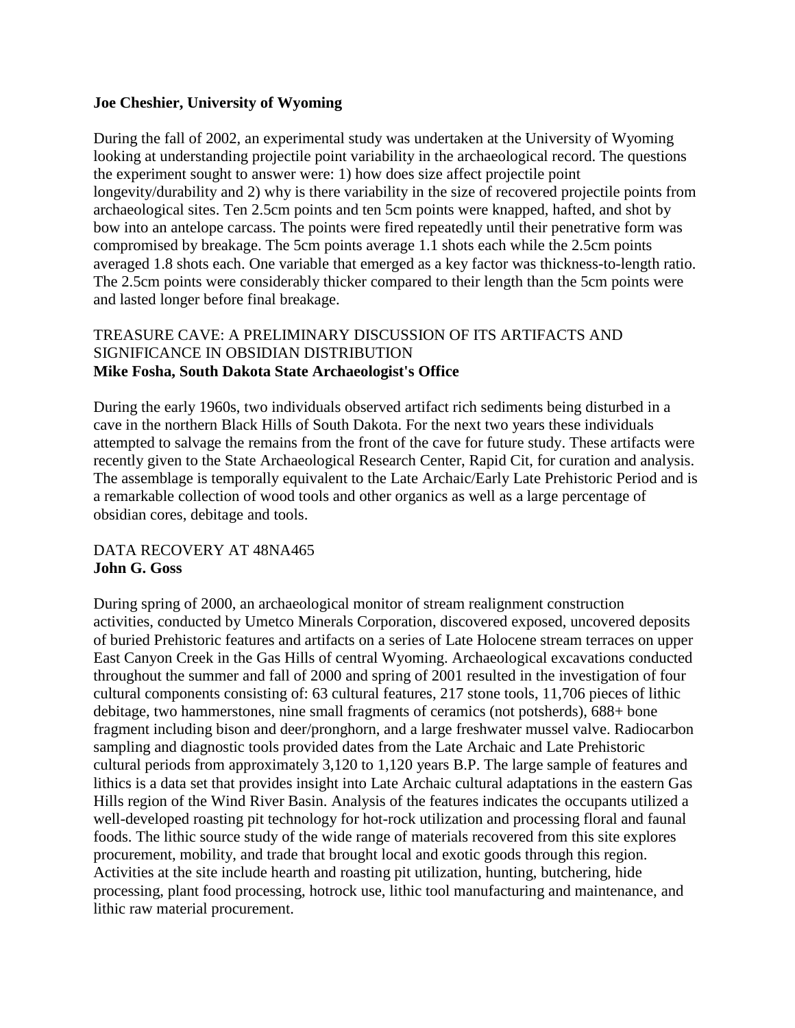**Joe Cheshier, University of Wyoming**

During the fall of 2002, an experimental study was undertaken at the University of Wyoming looking at understanding projectile point variability in the archaeological record. The questions the experiment sought to answer were: 1) how does size affect projectile point longevity/durability and 2) why is there variability in the size of recovered projectile points from archaeological sites. Ten 2.5cm points and ten 5cm points were knapped, hafted, and shot by bow into an antelope carcass. The points were fired repeatedly until their penetrative form was compromised by breakage. The 5cm points average 1.1 shots each while the 2.5cm points averaged 1.8 shots each. One variable that emerged as a key factor was thickness-to-length ratio. The 2.5cm points were considerably thicker compared to their length than the 5cm points were and lasted longer before final breakage.

TREASURE CAVE: A PRELIMINARY DISCUSSION OF ITS ARTIFACTS AND SIGNIFICANCE IN OBSIDIAN DISTRIBUTION
**Mike Fosha, South Dakota State Archaeologist's Office**

During the early 1960s, two individuals observed artifact rich sediments being disturbed in a cave in the northern Black Hills of South Dakota. For the next two years these individuals attempted to salvage the remains from the front of the cave for future study. These artifacts were recently given to the State Archaeological Research Center, Rapid Cit, for curation and analysis. The assemblage is temporally equivalent to the Late Archaic/Early Late Prehistoric Period and is a remarkable collection of wood tools and other organics as well as a large percentage of obsidian cores, debitage and tools.

DATA RECOVERY AT 48NA465
**John G. Goss**

During spring of 2000, an archaeological monitor of stream realignment construction activities, conducted by Umetco Minerals Corporation, discovered exposed, uncovered deposits of buried Prehistoric features and artifacts on a series of Late Holocene stream terraces on upper East Canyon Creek in the Gas Hills of central Wyoming. Archaeological excavations conducted throughout the summer and fall of 2000 and spring of 2001 resulted in the investigation of four cultural components consisting of: 63 cultural features, 217 stone tools, 11,706 pieces of lithic debitage, two hammerstones, nine small fragments of ceramics (not potsherds), 688+ bone fragment including bison and deer/pronghorn, and a large freshwater mussel valve. Radiocarbon sampling and diagnostic tools provided dates from the Late Archaic and Late Prehistoric cultural periods from approximately 3,120 to 1,120 years B.P. The large sample of features and lithics is a data set that provides insight into Late Archaic cultural adaptations in the eastern Gas Hills region of the Wind River Basin. Analysis of the features indicates the occupants utilized a well-developed roasting pit technology for hot-rock utilization and processing floral and faunal foods. The lithic source study of the wide range of materials recovered from this site explores procurement, mobility, and trade that brought local and exotic goods through this region. Activities at the site include hearth and roasting pit utilization, hunting, butchering, hide processing, plant food processing, hotrock use, lithic tool manufacturing and maintenance, and lithic raw material procurement.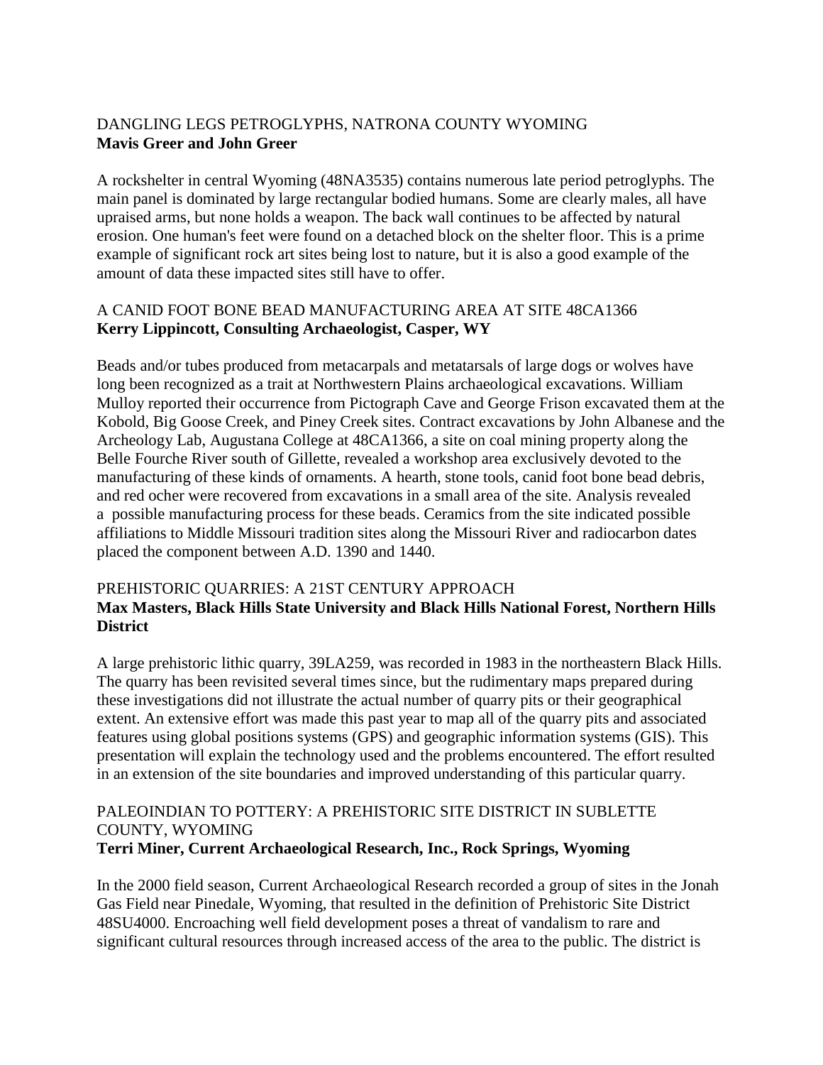DANGLING LEGS PETROGLYPHS, NATRONA COUNTY WYOMING
**Mavis Greer and John Greer**

A rockshelter in central Wyoming (48NA3535) contains numerous late period petroglyphs. The main panel is dominated by large rectangular bodied humans. Some are clearly males, all have upraised arms, but none holds a weapon. The back wall continues to be affected by natural erosion. One human's feet were found on a detached block on the shelter floor. This is a prime example of significant rock art sites being lost to nature, but it is also a good example of the amount of data these impacted sites still have to offer.

A CANID FOOT BONE BEAD MANUFACTURING AREA AT SITE 48CA1366
**Kerry Lippincott, Consulting Archaeologist, Casper, WY**

Beads and/or tubes produced from metacarpals and metatarsals of large dogs or wolves have long been recognized as a trait at Northwestern Plains archaeological excavations. William Mulloy reported their occurrence from Pictograph Cave and George Frison excavated them at the Kobold, Big Goose Creek, and Piney Creek sites. Contract excavations by John Albanese and the Archeology Lab, Augustana College at 48CA1366, a site on coal mining property along the Belle Fourche River south of Gillette, revealed a workshop area exclusively devoted to the manufacturing of these kinds of ornaments. A hearth, stone tools, canid foot bone bead debris, and red ocher were recovered from excavations in a small area of the site. Analysis revealed a possible manufacturing process for these beads. Ceramics from the site indicated possible affiliations to Middle Missouri tradition sites along the Missouri River and radiocarbon dates placed the component between A.D. 1390 and 1440.

PREHISTORIC QUARRIES: A 21ST CENTURY APPROACH
**Max Masters, Black Hills State University and Black Hills National Forest, Northern Hills District**

A large prehistoric lithic quarry, 39LA259, was recorded in 1983 in the northeastern Black Hills. The quarry has been revisited several times since, but the rudimentary maps prepared during these investigations did not illustrate the actual number of quarry pits or their geographical extent. An extensive effort was made this past year to map all of the quarry pits and associated features using global positions systems (GPS) and geographic information systems (GIS). This presentation will explain the technology used and the problems encountered. The effort resulted in an extension of the site boundaries and improved understanding of this particular quarry.

PALEOINDIAN TO POTTERY: A PREHISTORIC SITE DISTRICT IN SUBLETTE COUNTY, WYOMING
**Terri Miner, Current Archaeological Research, Inc., Rock Springs, Wyoming**

In the 2000 field season, Current Archaeological Research recorded a group of sites in the Jonah Gas Field near Pinedale, Wyoming, that resulted in the definition of Prehistoric Site District 48SU4000. Encroaching well field development poses a threat of vandalism to rare and significant cultural resources through increased access of the area to the public. The district is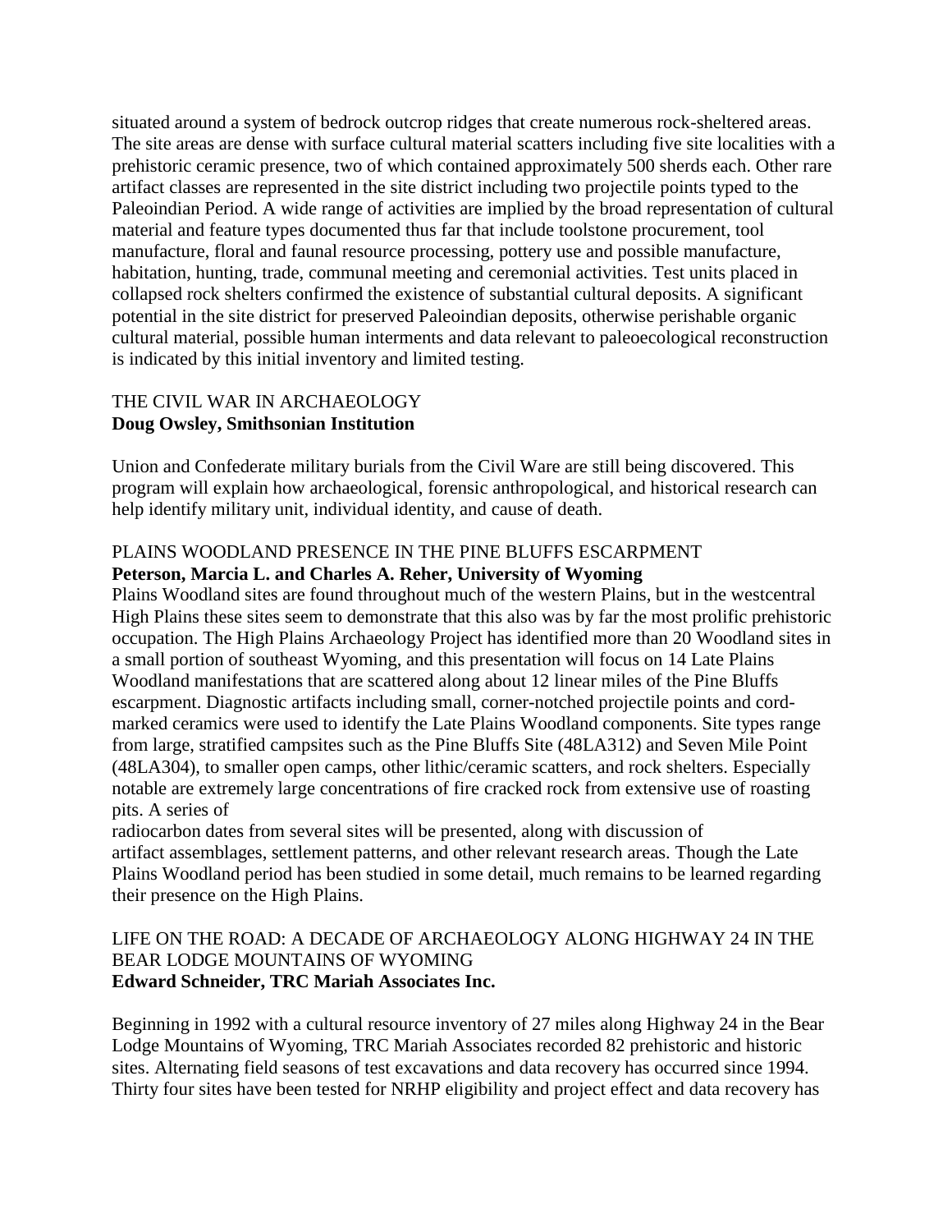situated around a system of bedrock outcrop ridges that create numerous rock-sheltered areas. The site areas are dense with surface cultural material scatters including five site localities with a prehistoric ceramic presence, two of which contained approximately 500 sherds each. Other rare artifact classes are represented in the site district including two projectile points typed to the Paleoindian Period. A wide range of activities are implied by the broad representation of cultural material and feature types documented thus far that include toolstone procurement, tool manufacture, floral and faunal resource processing, pottery use and possible manufacture, habitation, hunting, trade, communal meeting and ceremonial activities. Test units placed in collapsed rock shelters confirmed the existence of substantial cultural deposits. A significant potential in the site district for preserved Paleoindian deposits, otherwise perishable organic cultural material, possible human interments and data relevant to paleoecological reconstruction is indicated by this initial inventory and limited testing.

THE CIVIL WAR IN ARCHAEOLOGY
**Doug Owsley, Smithsonian Institution**

Union and Confederate military burials from the Civil Ware are still being discovered. This program will explain how archaeological, forensic anthropological, and historical research can help identify military unit, individual identity, and cause of death.

PLAINS WOODLAND PRESENCE IN THE PINE BLUFFS ESCARPMENT
**Peterson, Marcia L. and Charles A. Reher, University of Wyoming**

Plains Woodland sites are found throughout much of the western Plains, but in the westcentral High Plains these sites seem to demonstrate that this also was by far the most prolific prehistoric occupation. The High Plains Archaeology Project has identified more than 20 Woodland sites in a small portion of southeast Wyoming, and this presentation will focus on 14 Late Plains Woodland manifestations that are scattered along about 12 linear miles of the Pine Bluffs escarpment. Diagnostic artifacts including small, corner-notched projectile points and cord-marked ceramics were used to identify the Late Plains Woodland components. Site types range from large, stratified campsites such as the Pine Bluffs Site (48LA312) and Seven Mile Point (48LA304), to smaller open camps, other lithic/ceramic scatters, and rock shelters. Especially notable are extremely large concentrations of fire cracked rock from extensive use of roasting pits. A series of radiocarbon dates from several sites will be presented, along with discussion of artifact assemblages, settlement patterns, and other relevant research areas. Though the Late Plains Woodland period has been studied in some detail, much remains to be learned regarding their presence on the High Plains.

LIFE ON THE ROAD: A DECADE OF ARCHAEOLOGY ALONG HIGHWAY 24 IN THE BEAR LODGE MOUNTAINS OF WYOMING
**Edward Schneider, TRC Mariah Associates Inc.**

Beginning in 1992 with a cultural resource inventory of 27 miles along Highway 24 in the Bear Lodge Mountains of Wyoming, TRC Mariah Associates recorded 82 prehistoric and historic sites. Alternating field seasons of test excavations and data recovery has occurred since 1994. Thirty four sites have been tested for NRHP eligibility and project effect and data recovery has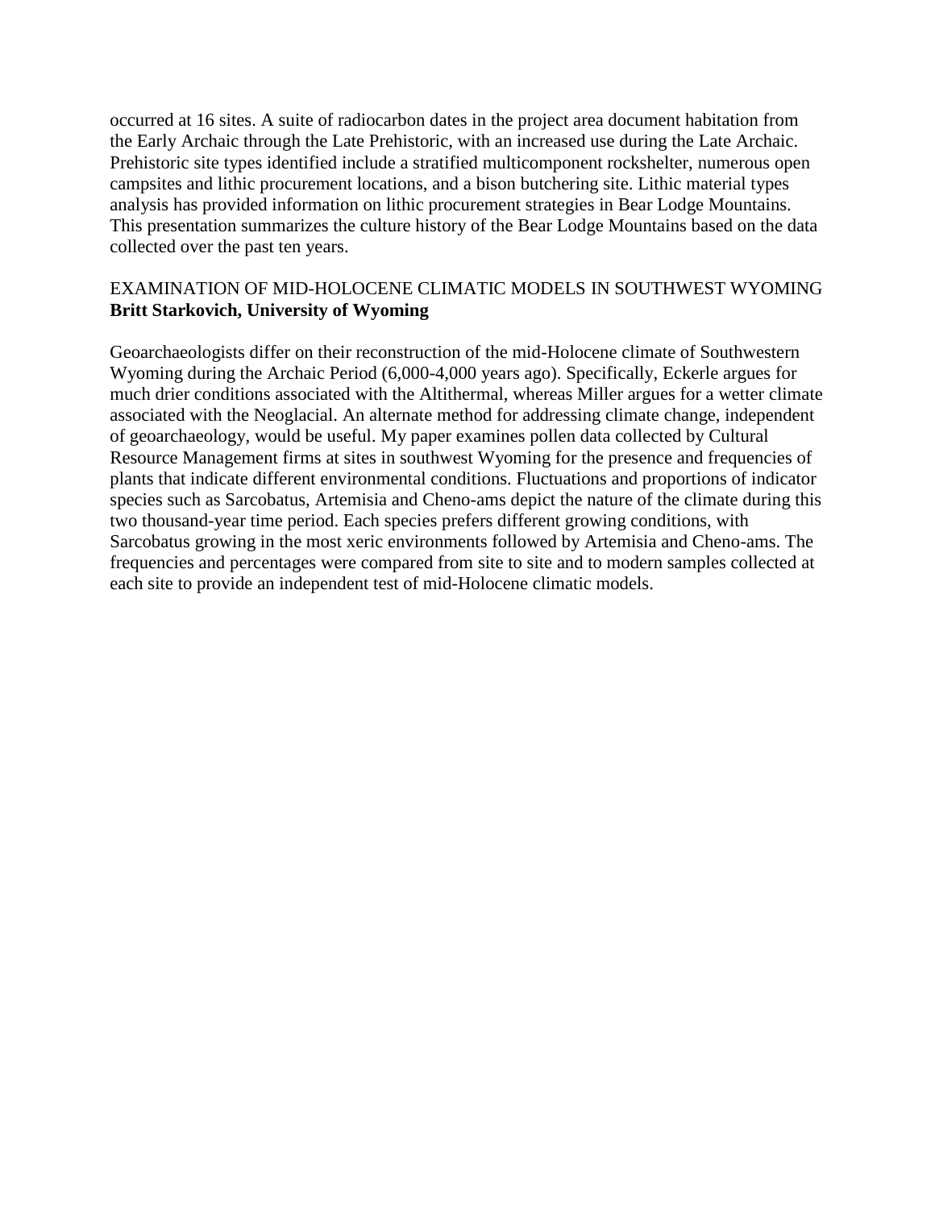occurred at 16 sites. A suite of radiocarbon dates in the project area document habitation from the Early Archaic through the Late Prehistoric, with an increased use during the Late Archaic. Prehistoric site types identified include a stratified multicomponent rockshelter, numerous open campsites and lithic procurement locations, and a bison butchering site. Lithic material types analysis has provided information on lithic procurement strategies in Bear Lodge Mountains. This presentation summarizes the culture history of the Bear Lodge Mountains based on the data collected over the past ten years.

EXAMINATION OF MID-HOLOCENE CLIMATIC MODELS IN SOUTHWEST WYOMING
**Britt Starkovich, University of Wyoming**

Geoarchaeologists differ on their reconstruction of the mid-Holocene climate of Southwestern Wyoming during the Archaic Period (6,000-4,000 years ago). Specifically, Eckerle argues for much drier conditions associated with the Altithermal, whereas Miller argues for a wetter climate associated with the Neoglacial. An alternate method for addressing climate change, independent of geoarchaeology, would be useful. My paper examines pollen data collected by Cultural Resource Management firms at sites in southwest Wyoming for the presence and frequencies of plants that indicate different environmental conditions. Fluctuations and proportions of indicator species such as Sarcobatus, Artemisia and Cheno-ams depict the nature of the climate during this two thousand-year time period. Each species prefers different growing conditions, with Sarcobatus growing in the most xeric environments followed by Artemisia and Cheno-ams. The frequencies and percentages were compared from site to site and to modern samples collected at each site to provide an independent test of mid-Holocene climatic models.